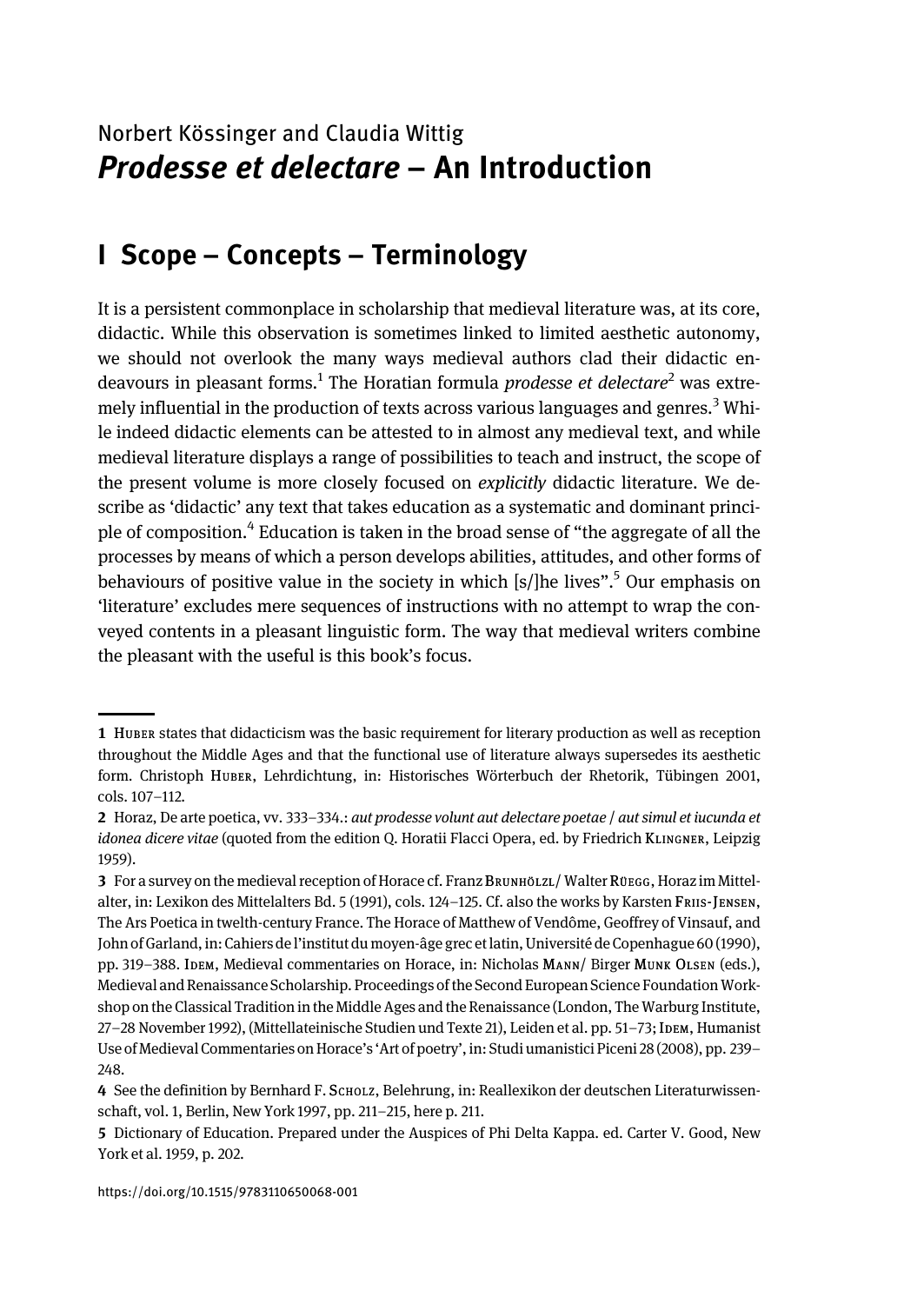Norbert Kössinger and Claudia Wittig

# *Prodesse et delectare* – An Introduction

## I Scope – Concepts – Terminology

It is a persistent commonplace in scholarship that medieval literature was, at its core, didactic. While this observation is sometimes linked to limited aesthetic autonomy, we should not overlook the many ways medieval authors clad their didactic endeavours in pleasant forms.[1] The Horatian formula *prodesse et delectare*[2] was extremely influential in the production of texts across various languages and genres.[3] While indeed didactic elements can be attested to in almost any medieval text, and while medieval literature displays a range of possibilities to teach and instruct, the scope of the present volume is more closely focused on *explicitly* didactic literature. We describe as 'didactic' any text that takes education as a systematic and dominant principle of composition.[4] Education is taken in the broad sense of "the aggregate of all the processes by means of which a person develops abilities, attitudes, and other forms of behaviours of positive value in the society in which [s/]he lives".[5] Our emphasis on 'literature' excludes mere sequences of instructions with no attempt to wrap the conveyed contents in a pleasant linguistic form. The way that medieval writers combine the pleasant with the useful is this book's focus.

---

**1** Huber states that didacticism was the basic requirement for literary production as well as reception throughout the Middle Ages and that the functional use of literature always supersedes its aesthetic form. Christoph Huber, Lehrdichtung, in: Historisches Wörterbuch der Rhetorik, Tübingen 2001, cols. 107–112.

**2** Horaz, De arte poetica, vv. 333–334.: *aut prodesse volunt aut delectare poetae / aut simul et iucunda et idonea dicere vitae* (quoted from the edition Q. Horatii Flacci Opera, ed. by Friedrich Klingner, Leipzig 1959).

**3** For a survey on the medieval reception of Horace cf. Franz Brunhölzl / Walter Rüegg, Horaz im Mittelalter, in: Lexikon des Mittelalters Bd. 5 (1991), cols. 124–125. Cf. also the works by Karsten Friis-Jensen, The Ars Poetica in twelth-century France. The Horace of Matthew of Vendôme, Geoffrey of Vinsauf, and John of Garland, in: Cahiers de l'institut du moyen-âge grec et latin, Université de Copenhague 60 (1990), pp. 319–388. Idem, Medieval commentaries on Horace, in: Nicholas Mann / Birger Munk Olsen (eds.), Medieval and Renaissance Scholarship. Proceedings of the Second European Science Foundation Workshop on the Classical Tradition in the Middle Ages and the Renaissance (London, The Warburg Institute, 27–28 November 1992), (Mittellateinische Studien und Texte 21), Leiden et al. pp. 51–73; Idem, Humanist Use of Medieval Commentaries on Horace's 'Art of poetry', in: Studi umanistici Piceni 28 (2008), pp. 239–248.

**4** See the definition by Bernhard F. Scholz, Belehrung, in: Reallexikon der deutschen Literaturwissenschaft, vol. 1, Berlin, New York 1997, pp. 211–215, here p. 211.

**5** Dictionary of Education. Prepared under the Auspices of Phi Delta Kappa. ed. Carter V. Good, New York et al. 1959, p. 202.

https://doi.org/10.1515/9783110650068-001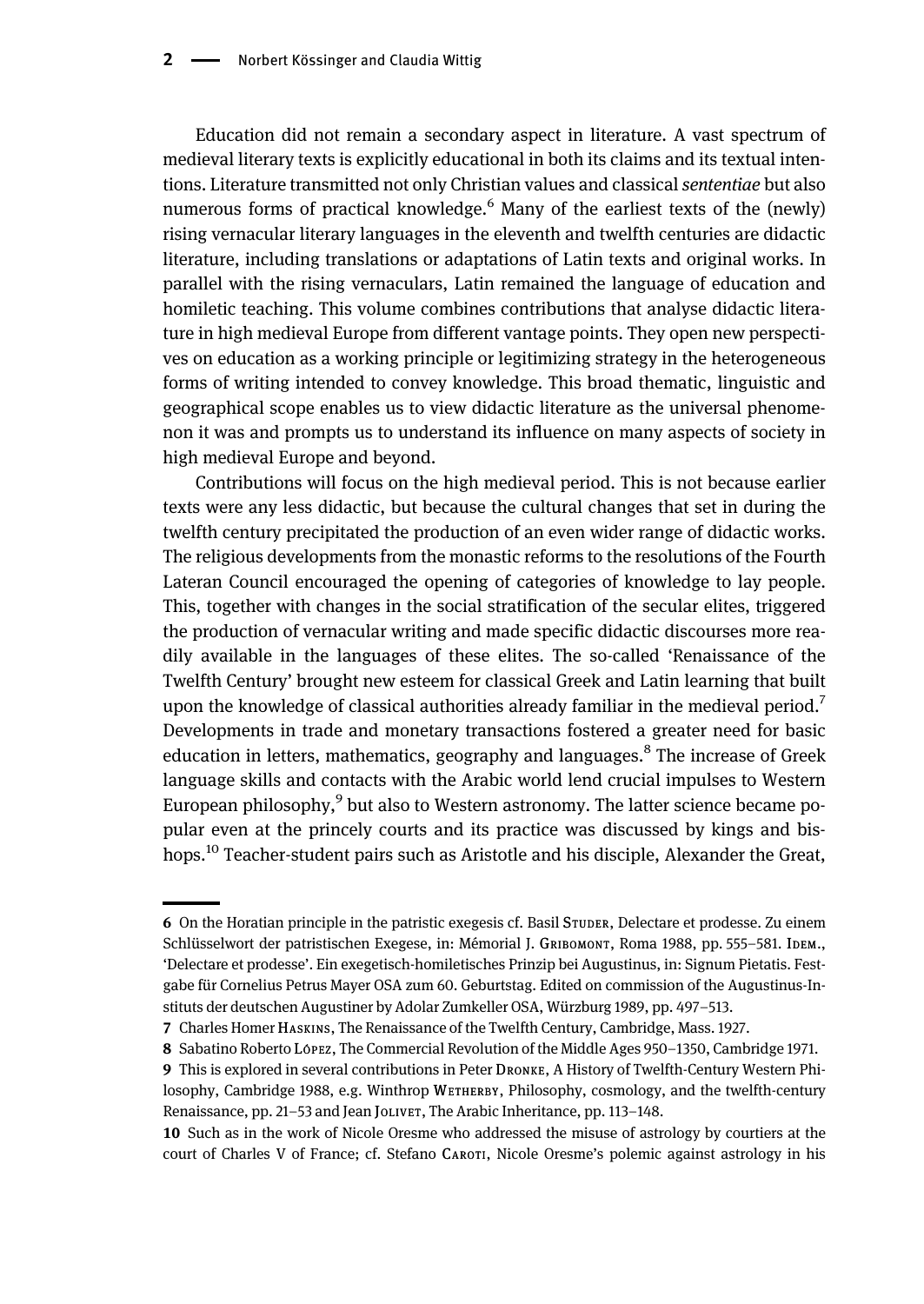Education did not remain a secondary aspect in literature. A vast spectrum of medieval literary texts is explicitly educational in both its claims and its textual intentions. Literature transmitted not only Christian values and classical *sententiae* but also numerous forms of practical knowledge.[6] Many of the earliest texts of the (newly) rising vernacular literary languages in the eleventh and twelfth centuries are didactic literature, including translations or adaptations of Latin texts and original works. In parallel with the rising vernaculars, Latin remained the language of education and homiletic teaching. This volume combines contributions that analyse didactic literature in high medieval Europe from different vantage points. They open new perspectives on education as a working principle or legitimizing strategy in the heterogeneous forms of writing intended to convey knowledge. This broad thematic, linguistic and geographical scope enables us to view didactic literature as the universal phenomenon it was and prompts us to understand its influence on many aspects of society in high medieval Europe and beyond.

Contributions will focus on the high medieval period. This is not because earlier texts were any less didactic, but because the cultural changes that set in during the twelfth century precipitated the production of an even wider range of didactic works. The religious developments from the monastic reforms to the resolutions of the Fourth Lateran Council encouraged the opening of categories of knowledge to lay people. This, together with changes in the social stratification of the secular elites, triggered the production of vernacular writing and made specific didactic discourses more readily available in the languages of these elites. The so-called 'Renaissance of the Twelfth Century' brought new esteem for classical Greek and Latin learning that built upon the knowledge of classical authorities already familiar in the medieval period.[7] Developments in trade and monetary transactions fostered a greater need for basic education in letters, mathematics, geography and languages.[8] The increase of Greek language skills and contacts with the Arabic world lend crucial impulses to Western European philosophy,[9] but also to Western astronomy. The latter science became popular even at the princely courts and its practice was discussed by kings and bishops.[10] Teacher-student pairs such as Aristotle and his disciple, Alexander the Great,

---

6 On the Horatian principle in the patristic exegesis cf. Basil Studer, Delectare et prodesse. Zu einem Schlüsselwort der patristischen Exegese, in: Mémorial J. Gribomont, Roma 1988, pp. 555–581. Idem., 'Delectare et prodesse'. Ein exegetisch-homiletisches Prinzip bei Augustinus, in: Signum Pietatis. Festgabe für Cornelius Petrus Mayer OSA zum 60. Geburtstag. Edited on commission of the Augustinus-Instituts der deutschen Augustiner by Adolar Zumkeller OSA, Würzburg 1989, pp. 497–513.

7 Charles Homer Haskins, The Renaissance of the Twelfth Century, Cambridge, Mass. 1927.

8 Sabatino Roberto López, The Commercial Revolution of the Middle Ages 950–1350, Cambridge 1971.

9 This is explored in several contributions in Peter Dronke, A History of Twelfth-Century Western Philosophy, Cambridge 1988, e.g. Winthrop Wetherby, Philosophy, cosmology, and the twelfth-century Renaissance, pp. 21–53 and Jean Jolivet, The Arabic Inheritance, pp. 113–148.

10 Such as in the work of Nicole Oresme who addressed the misuse of astrology by courtiers at the court of Charles V of France; cf. Stefano Caroti, Nicole Oresme's polemic against astrology in his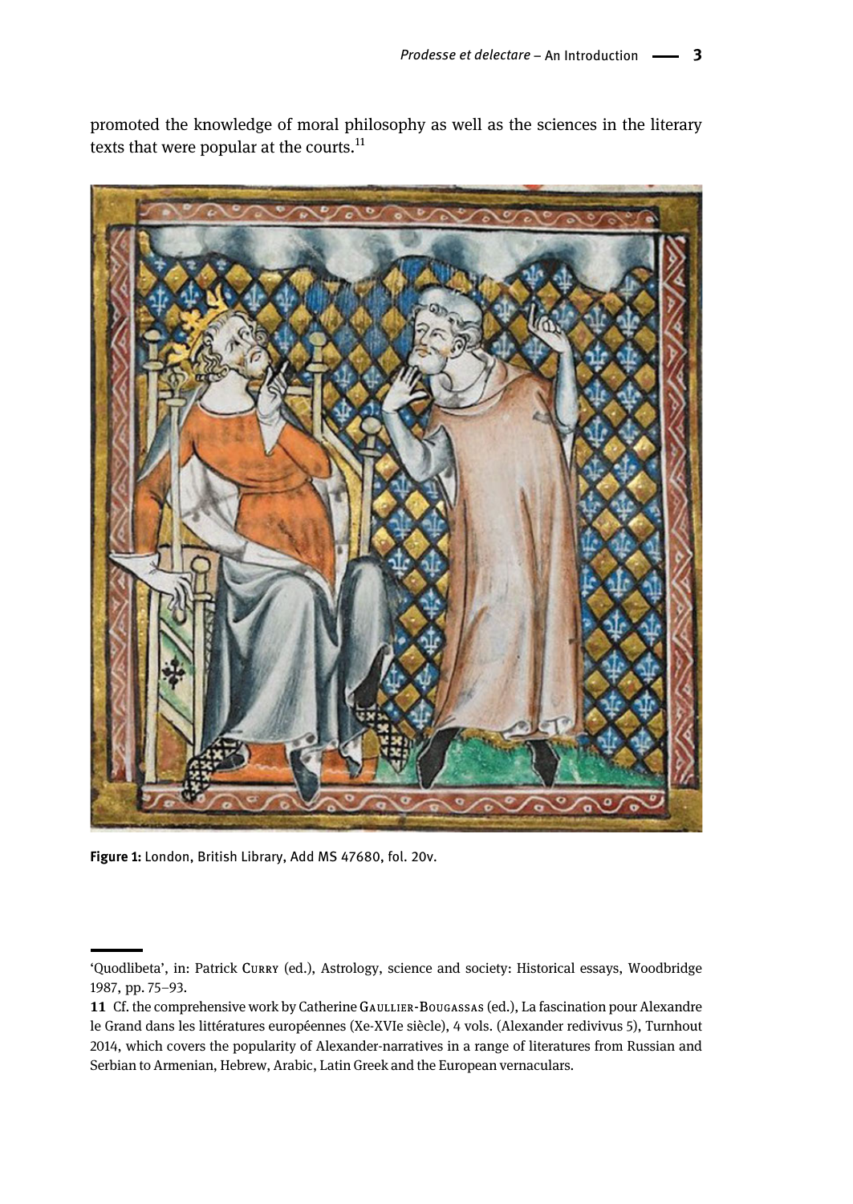promoted the knowledge of moral philosophy as well as the sciences in the literary texts that were popular at the courts.[11]

**Figure 1:** London, British Library, Add MS 47680, fol. 20v.

---

'Quodlibeta', in: Patrick Curry (ed.), Astrology, science and society: Historical essays, Woodbridge 1987, pp. 75–93.

**11** Cf. the comprehensive work by Catherine Gaullier-Bougassas (ed.), La fascination pour Alexandre le Grand dans les littératures européennes (Xe-XVIe siècle), 4 vols. (Alexander redivivus 5), Turnhout 2014, which covers the popularity of Alexander-narratives in a range of literatures from Russian and Serbian to Armenian, Hebrew, Arabic, Latin Greek and the European vernaculars.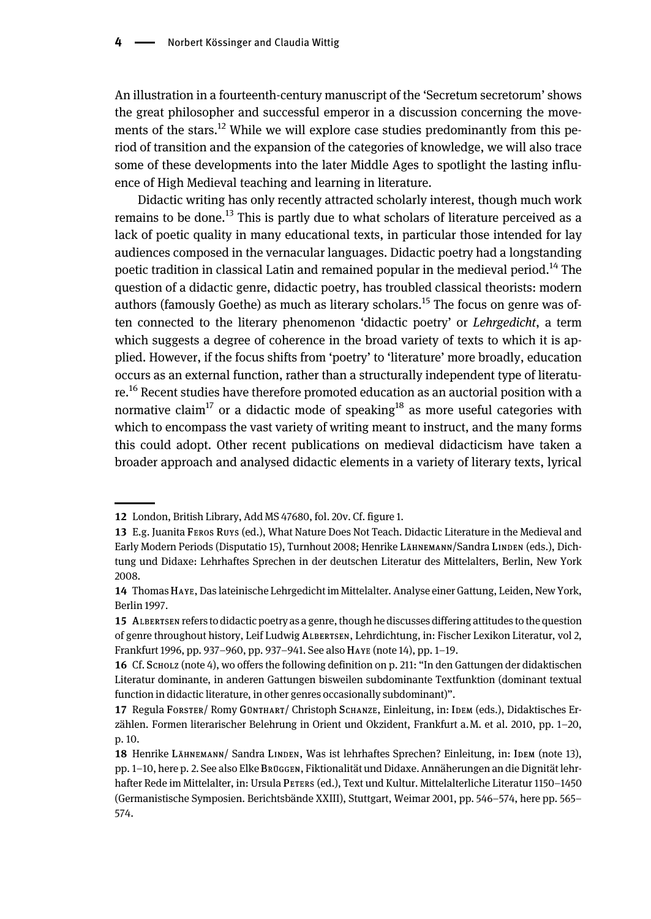An illustration in a fourteenth-century manuscript of the 'Secretum secretorum' shows the great philosopher and successful emperor in a discussion concerning the movements of the stars.[12] While we will explore case studies predominantly from this period of transition and the expansion of the categories of knowledge, we will also trace some of these developments into the later Middle Ages to spotlight the lasting influence of High Medieval teaching and learning in literature.

Didactic writing has only recently attracted scholarly interest, though much work remains to be done.[13] This is partly due to what scholars of literature perceived as a lack of poetic quality in many educational texts, in particular those intended for lay audiences composed in the vernacular languages. Didactic poetry had a longstanding poetic tradition in classical Latin and remained popular in the medieval period.[14] The question of a didactic genre, didactic poetry, has troubled classical theorists: modern authors (famously Goethe) as much as literary scholars.[15] The focus on genre was often connected to the literary phenomenon 'didactic poetry' or *Lehrgedicht*, a term which suggests a degree of coherence in the broad variety of texts to which it is applied. However, if the focus shifts from 'poetry' to 'literature' more broadly, education occurs as an external function, rather than a structurally independent type of literature.[16] Recent studies have therefore promoted education as an auctorial position with a normative claim[17] or a didactic mode of speaking[18] as more useful categories with which to encompass the vast variety of writing meant to instruct, and the many forms this could adopt. Other recent publications on medieval didacticism have taken a broader approach and analysed didactic elements in a variety of literary texts, lyrical

---

12 London, British Library, Add MS 47680, fol. 20v. Cf. figure 1.

13 E.g. Juanita Feros Ruys (ed.), What Nature Does Not Teach. Didactic Literature in the Medieval and Early Modern Periods (Disputatio 15), Turnhout 2008; Henrike Lähnemann/Sandra Linden (eds.), Dichtung und Didaxe: Lehrhaftes Sprechen in der deutschen Literatur des Mittelalters, Berlin, New York 2008.

14 Thomas Haye, Das lateinische Lehrgedicht im Mittelalter. Analyse einer Gattung, Leiden, New York, Berlin 1997.

15 Albertsen refers to didactic poetry as a genre, though he discusses differing attitudes to the question of genre throughout history, Leif Ludwig Albertsen, Lehrdichtung, in: Fischer Lexikon Literatur, vol 2, Frankfurt 1996, pp. 937–960, pp. 937–941. See also Haye (note 14), pp. 1–19.

16 Cf. Scholz (note 4), wo offers the following definition on p. 211: "In den Gattungen der didaktischen Literatur dominante, in anderen Gattungen bisweilen subdominante Textfunktion (dominant textual function in didactic literature, in other genres occasionally subdominant)".

17 Regula Forster/ Romy Günthart/ Christoph Schanze, Einleitung, in: Idem (eds.), Didaktisches Erzählen. Formen literarischer Belehrung in Orient und Okzident, Frankfurt a.M. et al. 2010, pp. 1–20, p. 10.

18 Henrike Lähnemann/ Sandra Linden, Was ist lehrhaftes Sprechen? Einleitung, in: Idem (note 13), pp. 1–10, here p. 2. See also Elke Brüggen, Fiktionalität und Didaxe. Annäherungen an die Dignität lehrhafter Rede im Mittelalter, in: Ursula Peters (ed.), Text und Kultur. Mittelalterliche Literatur 1150–1450 (Germanistische Symposien. Berichtsbände XXIII), Stuttgart, Weimar 2001, pp. 546–574, here pp. 565–574.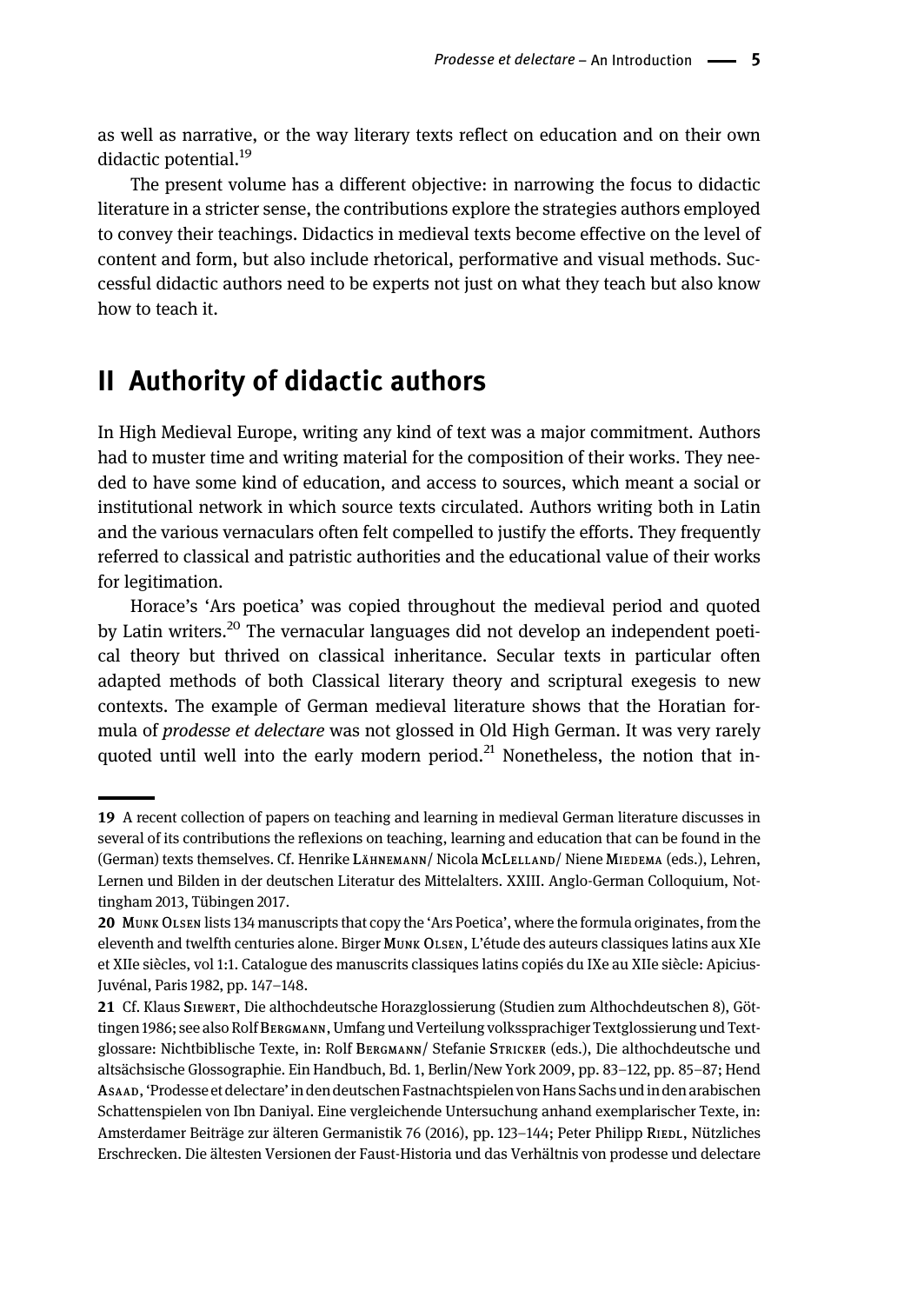as well as narrative, or the way literary texts reflect on education and on their own didactic potential.[19]

The present volume has a different objective: in narrowing the focus to didactic literature in a stricter sense, the contributions explore the strategies authors employed to convey their teachings. Didactics in medieval texts become effective on the level of content and form, but also include rhetorical, performative and visual methods. Successful didactic authors need to be experts not just on what they teach but also know how to teach it.

## II Authority of didactic authors

In High Medieval Europe, writing any kind of text was a major commitment. Authors had to muster time and writing material for the composition of their works. They needed to have some kind of education, and access to sources, which meant a social or institutional network in which source texts circulated. Authors writing both in Latin and the various vernaculars often felt compelled to justify the efforts. They frequently referred to classical and patristic authorities and the educational value of their works for legitimation.

Horace's 'Ars poetica' was copied throughout the medieval period and quoted by Latin writers.[20] The vernacular languages did not develop an independent poetical theory but thrived on classical inheritance. Secular texts in particular often adapted methods of both Classical literary theory and scriptural exegesis to new contexts. The example of German medieval literature shows that the Horatian formula of *prodesse et delectare* was not glossed in Old High German. It was very rarely quoted until well into the early modern period.[21] Nonetheless, the notion that in-

---

**19** A recent collection of papers on teaching and learning in medieval German literature discusses in several of its contributions the reflexions on teaching, learning and education that can be found in the (German) texts themselves. Cf. Henrike Lähnemann/ Nicola McLelland/ Niene Miedema (eds.), Lehren, Lernen und Bilden in der deutschen Literatur des Mittelalters. XXIII. Anglo-German Colloquium, Nottingham 2013, Tübingen 2017.

**20** Munk Olsen lists 134 manuscripts that copy the 'Ars Poetica', where the formula originates, from the eleventh and twelfth centuries alone. Birger Munk Olsen, L'étude des auteurs classiques latins aux XIe et XIIe siècles, vol 1:1. Catalogue des manuscrits classiques latins copiés du IXe au XIIe siècle: Apicius-Juvénal, Paris 1982, pp. 147–148.

**21** Cf. Klaus Siewert, Die althochdeutsche Horazglossierung (Studien zum Althochdeutschen 8), Göttingen 1986; see also Rolf Bergmann, Umfang und Verteilung volkssprachiger Textglossierung und Textglossare: Nichtbiblische Texte, in: Rolf Bergmann/ Stefanie Stricker (eds.), Die althochdeutsche und altsächsische Glossographie. Ein Handbuch, Bd. 1, Berlin/New York 2009, pp. 83–122, pp. 85–87; Hend Asaad, 'Prodesse et delectare' in den deutschen Fastnachtspielen von Hans Sachs und in den arabischen Schattenspielen von Ibn Daniyal. Eine vergleichende Untersuchung anhand exemplarischer Texte, in: Amsterdamer Beiträge zur älteren Germanistik 76 (2016), pp. 123–144; Peter Philipp Riedl, Nützliches Erschrecken. Die ältesten Versionen der Faust-Historia und das Verhältnis von prodesse und delectare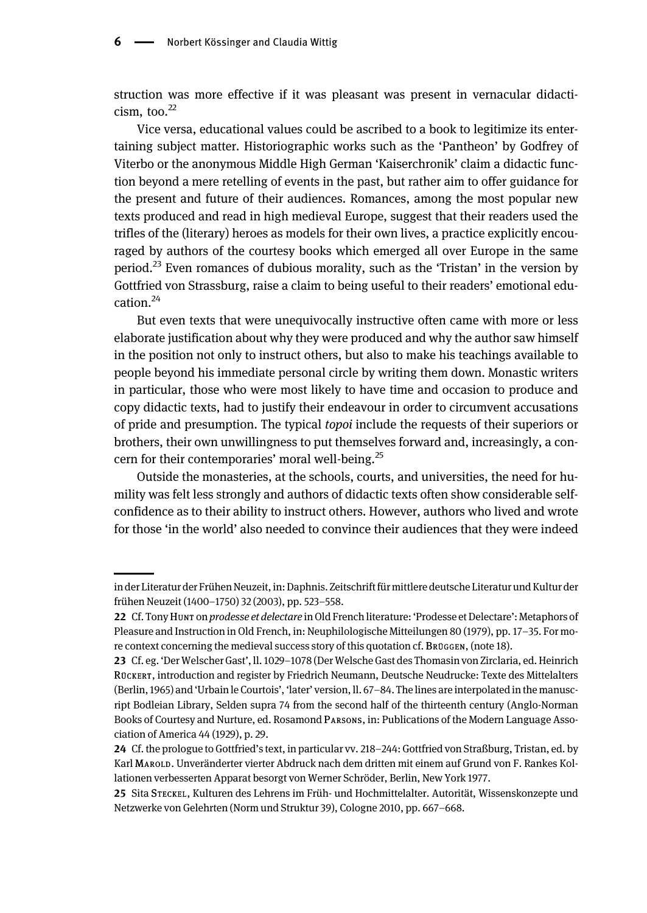struction was more effective if it was pleasant was present in vernacular didacticism, too.[22]

Vice versa, educational values could be ascribed to a book to legitimize its entertaining subject matter. Historiographic works such as the 'Pantheon' by Godfrey of Viterbo or the anonymous Middle High German 'Kaiserchronik' claim a didactic function beyond a mere retelling of events in the past, but rather aim to offer guidance for the present and future of their audiences. Romances, among the most popular new texts produced and read in high medieval Europe, suggest that their readers used the trifles of the (literary) heroes as models for their own lives, a practice explicitly encouraged by authors of the courtesy books which emerged all over Europe in the same period.[23] Even romances of dubious morality, such as the 'Tristan' in the version by Gottfried von Strassburg, raise a claim to being useful to their readers' emotional education.[24]

But even texts that were unequivocally instructive often came with more or less elaborate justification about why they were produced and why the author saw himself in the position not only to instruct others, but also to make his teachings available to people beyond his immediate personal circle by writing them down. Monastic writers in particular, those who were most likely to have time and occasion to produce and copy didactic texts, had to justify their endeavour in order to circumvent accusations of pride and presumption. The typical *topoi* include the requests of their superiors or brothers, their own unwillingness to put themselves forward and, increasingly, a concern for their contemporaries' moral well-being.[25]

Outside the monasteries, at the schools, courts, and universities, the need for humility was felt less strongly and authors of didactic texts often show considerable self-confidence as to their ability to instruct others. However, authors who lived and wrote for those 'in the world' also needed to convince their audiences that they were indeed

---

in der Literatur der Frühen Neuzeit, in: Daphnis. Zeitschrift für mittlere deutsche Literatur und Kultur der frühen Neuzeit (1400–1750) 32 (2003), pp. 523–558.

22 Cf. Tony Hunt on *prodesse et delectare* in Old French literature: 'Prodesse et Delectare': Metaphors of Pleasure and Instruction in Old French, in: Neuphilologische Mitteilungen 80 (1979), pp. 17–35. For more context concerning the medieval success story of this quotation cf. Brüggen, (note 18).

23 Cf. eg. 'Der Welscher Gast', ll. 1029–1078 (Der Welsche Gast des Thomasin von Zirclaria, ed. Heinrich Rückert, introduction and register by Friedrich Neumann, Deutsche Neudrucke: Texte des Mittelalters (Berlin, 1965) and 'Urbain le Courtois', 'later' version, ll. 67–84. The lines are interpolated in the manuscript Bodleian Library, Selden supra 74 from the second half of the thirteenth century (Anglo-Norman Books of Courtesy and Nurture, ed. Rosamond Parsons, in: Publications of the Modern Language Association of America 44 (1929), p. 29.

24 Cf. the prologue to Gottfried's text, in particular vv. 218–244: Gottfried von Straßburg, Tristan, ed. by Karl Marold. Unveränderter vierter Abdruck nach dem dritten mit einem auf Grund von F. Rankes Kollationen verbesserten Apparat besorgt von Werner Schröder, Berlin, New York 1977.

25 Sita Steckel, Kulturen des Lehrens im Früh- und Hochmittelalter. Autorität, Wissenskonzepte und Netzwerke von Gelehrten (Norm und Struktur 39), Cologne 2010, pp. 667–668.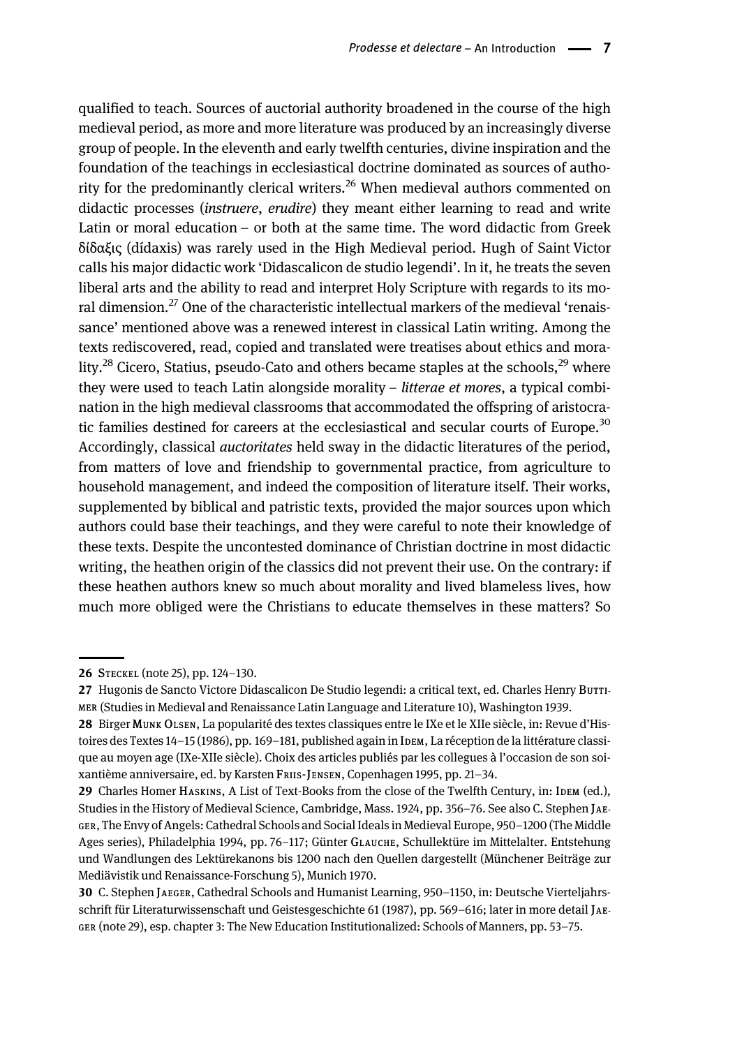qualified to teach. Sources of auctorial authority broadened in the course of the high medieval period, as more and more literature was produced by an increasingly diverse group of people. In the eleventh and early twelfth centuries, divine inspiration and the foundation of the teachings in ecclesiastical doctrine dominated as sources of authority for the predominantly clerical writers.[26] When medieval authors commented on didactic processes (*instruere*, *erudire*) they meant either learning to read and write Latin or moral education – or both at the same time. The word didactic from Greek δίδαξις (dídaxis) was rarely used in the High Medieval period. Hugh of Saint Victor calls his major didactic work 'Didascalicon de studio legendi'. In it, he treats the seven liberal arts and the ability to read and interpret Holy Scripture with regards to its moral dimension.[27] One of the characteristic intellectual markers of the medieval 'renaissance' mentioned above was a renewed interest in classical Latin writing. Among the texts rediscovered, read, copied and translated were treatises about ethics and morality.[28] Cicero, Statius, pseudo-Cato and others became staples at the schools,[29] where they were used to teach Latin alongside morality – *litterae et mores*, a typical combination in the high medieval classrooms that accommodated the offspring of aristocratic families destined for careers at the ecclesiastical and secular courts of Europe.[30] Accordingly, classical *auctoritates* held sway in the didactic literatures of the period, from matters of love and friendship to governmental practice, from agriculture to household management, and indeed the composition of literature itself. Their works, supplemented by biblical and patristic texts, provided the major sources upon which authors could base their teachings, and they were careful to note their knowledge of these texts. Despite the uncontested dominance of Christian doctrine in most didactic writing, the heathen origin of the classics did not prevent their use. On the contrary: if these heathen authors knew so much about morality and lived blameless lives, how much more obliged were the Christians to educate themselves in these matters? So

---

**26** Steckel (note 25), pp. 124–130.

**27** Hugonis de Sancto Victore Didascalicon De Studio legendi: a critical text, ed. Charles Henry Buttimer (Studies in Medieval and Renaissance Latin Language and Literature 10), Washington 1939.

**28** Birger Munk Olsen, La popularité des textes classiques entre le IXe et le XIIe siècle, in: Revue d'Histoires des Textes 14–15 (1986), pp. 169–181, published again in Idem, La réception de la littérature classique au moyen age (IXe-XIIe siècle). Choix des articles publiés par les collegues à l'occasion de son soixantième anniversaire, ed. by Karsten Friis-Jensen, Copenhagen 1995, pp. 21–34.

**29** Charles Homer Haskins, A List of Text-Books from the close of the Twelfth Century, in: Idem (ed.), Studies in the History of Medieval Science, Cambridge, Mass. 1924, pp. 356–76. See also C. Stephen Jaeger, The Envy of Angels: Cathedral Schools and Social Ideals in Medieval Europe, 950–1200 (The Middle Ages series), Philadelphia 1994, pp. 76–117; Günter Glauche, Schullektüre im Mittelalter. Entstehung und Wandlungen des Lektürekanons bis 1200 nach den Quellen dargestellt (Münchener Beiträge zur Mediävistik und Renaissance-Forschung 5), Munich 1970.

**30** C. Stephen Jaeger, Cathedral Schools and Humanist Learning, 950–1150, in: Deutsche Vierteljahrsschrift für Literaturwissenschaft und Geistesgeschichte 61 (1987), pp. 569–616; later in more detail Jaeger (note 29), esp. chapter 3: The New Education Institutionalized: Schools of Manners, pp. 53–75.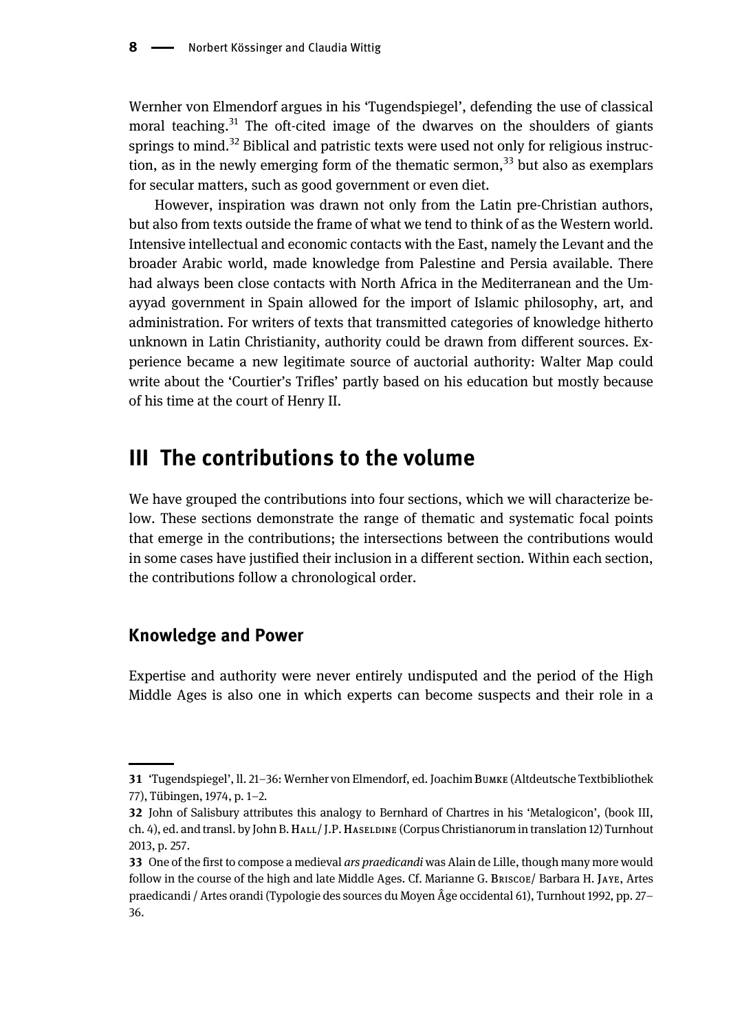Wernher von Elmendorf argues in his 'Tugendspiegel', defending the use of classical moral teaching.[31] The oft-cited image of the dwarves on the shoulders of giants springs to mind.[32] Biblical and patristic texts were used not only for religious instruction, as in the newly emerging form of the thematic sermon,[33] but also as exemplars for secular matters, such as good government or even diet.

However, inspiration was drawn not only from the Latin pre-Christian authors, but also from texts outside the frame of what we tend to think of as the Western world. Intensive intellectual and economic contacts with the East, namely the Levant and the broader Arabic world, made knowledge from Palestine and Persia available. There had always been close contacts with North Africa in the Mediterranean and the Umayyad government in Spain allowed for the import of Islamic philosophy, art, and administration. For writers of texts that transmitted categories of knowledge hitherto unknown in Latin Christianity, authority could be drawn from different sources. Experience became a new legitimate source of auctorial authority: Walter Map could write about the 'Courtier's Trifles' partly based on his education but mostly because of his time at the court of Henry II.

## III The contributions to the volume

We have grouped the contributions into four sections, which we will characterize below. These sections demonstrate the range of thematic and systematic focal points that emerge in the contributions; the intersections between the contributions would in some cases have justified their inclusion in a different section. Within each section, the contributions follow a chronological order.

### Knowledge and Power

Expertise and authority were never entirely undisputed and the period of the High Middle Ages is also one in which experts can become suspects and their role in a

---

31 'Tugendspiegel', ll. 21–36: Wernher von Elmendorf, ed. Joachim Bumke (Altdeutsche Textbibliothek 77), Tübingen, 1974, p. 1–2.

32 John of Salisbury attributes this analogy to Bernhard of Chartres in his 'Metalogicon', (book III, ch. 4), ed. and transl. by John B. Hall / J.P. Haseldine (Corpus Christianorum in translation 12) Turnhout 2013, p. 257.

33 One of the first to compose a medieval *ars praedicandi* was Alain de Lille, though many more would follow in the course of the high and late Middle Ages. Cf. Marianne G. Briscoe / Barbara H. Jaye, Artes praedicandi / Artes orandi (Typologie des sources du Moyen Âge occidental 61), Turnhout 1992, pp. 27–36.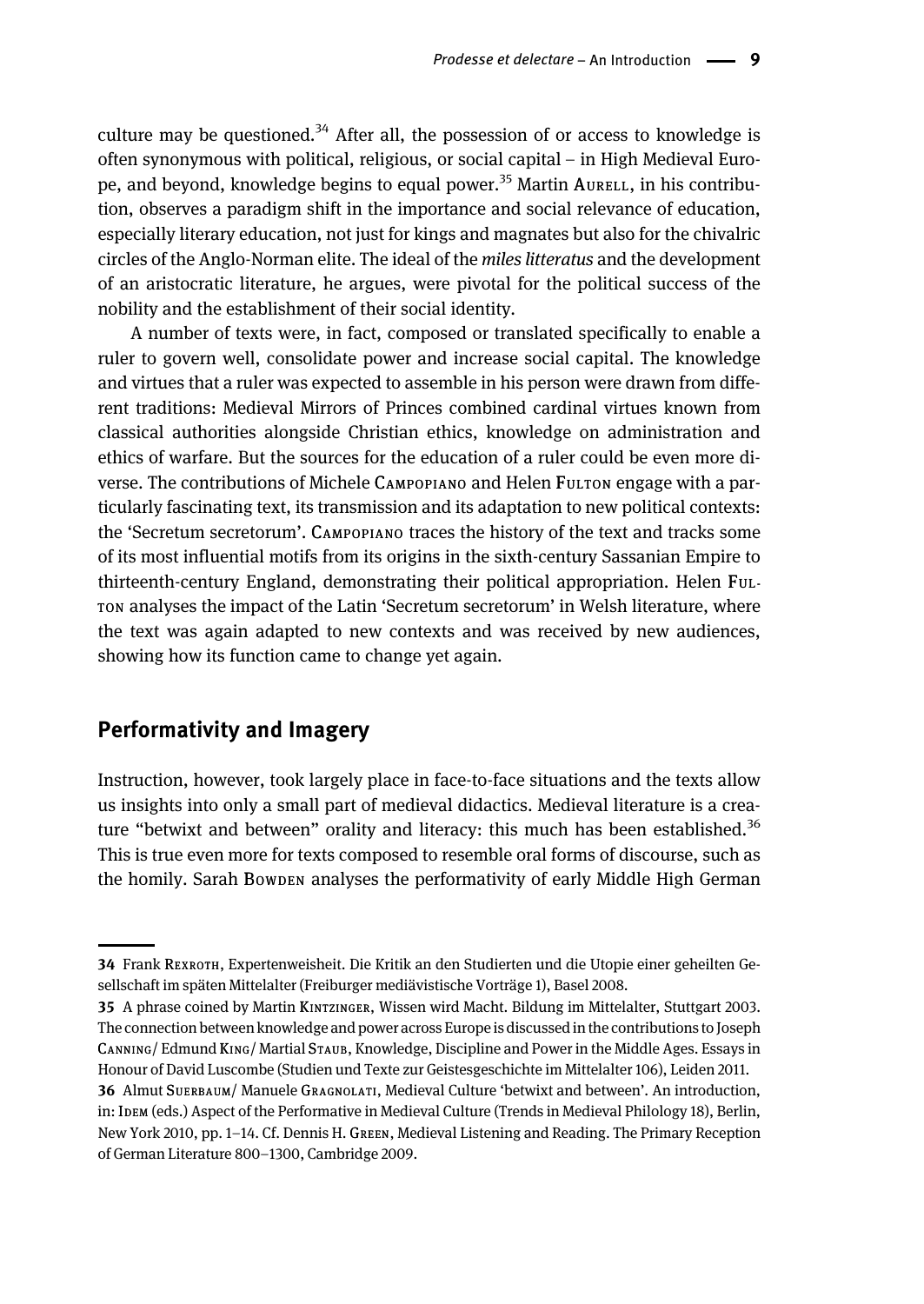culture may be questioned.[34] After all, the possession of or access to knowledge is often synonymous with political, religious, or social capital – in High Medieval Europe, and beyond, knowledge begins to equal power.[35] Martin AURELL, in his contribution, observes a paradigm shift in the importance and social relevance of education, especially literary education, not just for kings and magnates but also for the chivalric circles of the Anglo-Norman elite. The ideal of the *miles litteratus* and the development of an aristocratic literature, he argues, were pivotal for the political success of the nobility and the establishment of their social identity.

A number of texts were, in fact, composed or translated specifically to enable a ruler to govern well, consolidate power and increase social capital. The knowledge and virtues that a ruler was expected to assemble in his person were drawn from different traditions: Medieval Mirrors of Princes combined cardinal virtues known from classical authorities alongside Christian ethics, knowledge on administration and ethics of warfare. But the sources for the education of a ruler could be even more diverse. The contributions of Michele CAMPOPIANO and Helen FULTON engage with a particularly fascinating text, its transmission and its adaptation to new political contexts: the 'Secretum secretorum'. CAMPOPIANO traces the history of the text and tracks some of its most influential motifs from its origins in the sixth-century Sassanian Empire to thirteenth-century England, demonstrating their political appropriation. Helen FULTON analyses the impact of the Latin 'Secretum secretorum' in Welsh literature, where the text was again adapted to new contexts and was received by new audiences, showing how its function came to change yet again.

## Performativity and Imagery

Instruction, however, took largely place in face-to-face situations and the texts allow us insights into only a small part of medieval didactics. Medieval literature is a creature "betwixt and between" orality and literacy: this much has been established.[36] This is true even more for texts composed to resemble oral forms of discourse, such as the homily. Sarah BOWDEN analyses the performativity of early Middle High German

---

**34** Frank REXROTH, Expertenweisheit. Die Kritik an den Studierten und die Utopie einer geheilten Gesellschaft im späten Mittelalter (Freiburger mediävistische Vorträge 1), Basel 2008.

**35** A phrase coined by Martin KINTZINGER, Wissen wird Macht. Bildung im Mittelalter, Stuttgart 2003. The connection between knowledge and power across Europe is discussed in the contributions to Joseph CANNING/ Edmund KING/ Martial STAUB, Knowledge, Discipline and Power in the Middle Ages. Essays in Honour of David Luscombe (Studien und Texte zur Geistesgeschichte im Mittelalter 106), Leiden 2011.

**36** Almut SUERBAUM/ Manuele GRAGNOLATI, Medieval Culture 'betwixt and between'. An introduction, in: IDEM (eds.) Aspect of the Performative in Medieval Culture (Trends in Medieval Philology 18), Berlin, New York 2010, pp. 1–14. Cf. Dennis H. GREEN, Medieval Listening and Reading. The Primary Reception of German Literature 800–1300, Cambridge 2009.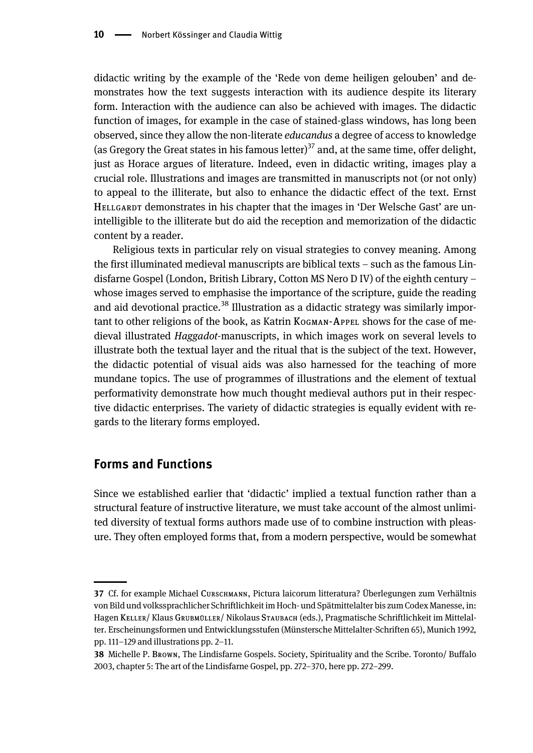didactic writing by the example of the 'Rede von deme heiligen gelouben' and demonstrates how the text suggests interaction with its audience despite its literary form. Interaction with the audience can also be achieved with images. The didactic function of images, for example in the case of stained-glass windows, has long been observed, since they allow the non-literate *educandus* a degree of access to knowledge (as Gregory the Great states in his famous letter)[37] and, at the same time, offer delight, just as Horace argues of literature. Indeed, even in didactic writing, images play a crucial role. Illustrations and images are transmitted in manuscripts not (or not only) to appeal to the illiterate, but also to enhance the didactic effect of the text. Ernst Hellgardt demonstrates in his chapter that the images in 'Der Welsche Gast' are unintelligible to the illiterate but do aid the reception and memorization of the didactic content by a reader.

Religious texts in particular rely on visual strategies to convey meaning. Among the first illuminated medieval manuscripts are biblical texts – such as the famous Lindisfarne Gospel (London, British Library, Cotton MS Nero D IV) of the eighth century – whose images served to emphasise the importance of the scripture, guide the reading and aid devotional practice.[38] Illustration as a didactic strategy was similarly important to other religions of the book, as Katrin Kogman-Appel shows for the case of medieval illustrated *Haggadot*-manuscripts, in which images work on several levels to illustrate both the textual layer and the ritual that is the subject of the text. However, the didactic potential of visual aids was also harnessed for the teaching of more mundane topics. The use of programmes of illustrations and the element of textual performativity demonstrate how much thought medieval authors put in their respective didactic enterprises. The variety of didactic strategies is equally evident with regards to the literary forms employed.

## Forms and Functions

Since we established earlier that 'didactic' implied a textual function rather than a structural feature of instructive literature, we must take account of the almost unlimited diversity of textual forms authors made use of to combine instruction with pleasure. They often employed forms that, from a modern perspective, would be somewhat

---

**37** Cf. for example Michael Curschmann, Pictura laicorum litteratura? Überlegungen zum Verhältnis von Bild und volkssprachlicher Schriftlichkeit im Hoch- und Spätmittelalter bis zum Codex Manesse, in: Hagen Keller/ Klaus Grubmüller/ Nikolaus Staubach (eds.), Pragmatische Schriftlichkeit im Mittelalter. Erscheinungsformen und Entwicklungsstufen (Münstersche Mittelalter-Schriften 65), Munich 1992, pp. 111–129 and illustrations pp. 2–11.

**38** Michelle P. Brown, The Lindisfarne Gospels. Society, Spirituality and the Scribe. Toronto/ Buffalo 2003, chapter 5: The art of the Lindisfarne Gospel, pp. 272–370, here pp. 272–299.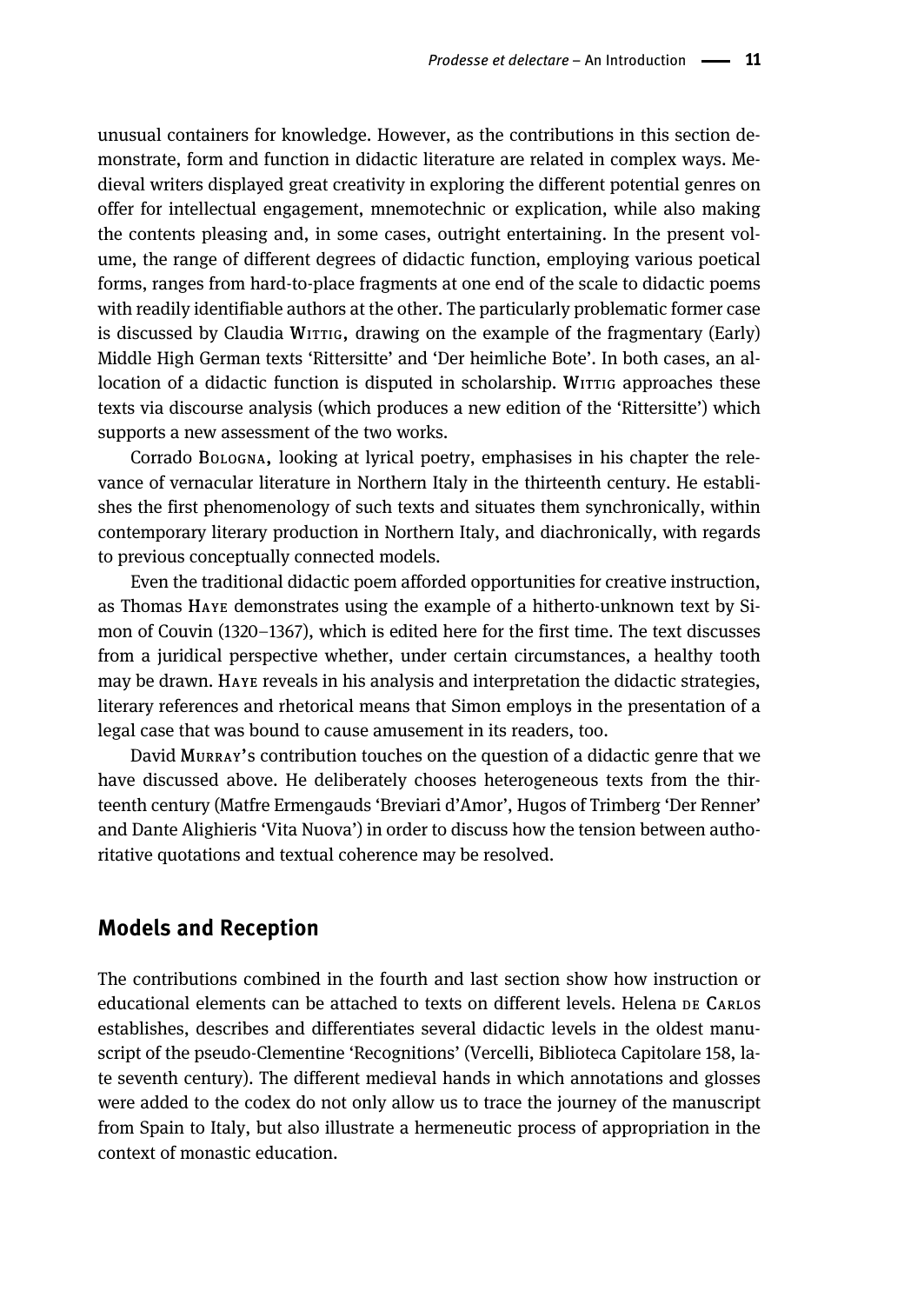unusual containers for knowledge. However, as the contributions in this section demonstrate, form and function in didactic literature are related in complex ways. Medieval writers displayed great creativity in exploring the different potential genres on offer for intellectual engagement, mnemotechnic or explication, while also making the contents pleasing and, in some cases, outright entertaining. In the present volume, the range of different degrees of didactic function, employing various poetical forms, ranges from hard-to-place fragments at one end of the scale to didactic poems with readily identifiable authors at the other. The particularly problematic former case is discussed by Claudia Wittig, drawing on the example of the fragmentary (Early) Middle High German texts 'Rittersitte' and 'Der heimliche Bote'. In both cases, an allocation of a didactic function is disputed in scholarship. Wittig approaches these texts via discourse analysis (which produces a new edition of the 'Rittersitte') which supports a new assessment of the two works.

Corrado Bologna, looking at lyrical poetry, emphasises in his chapter the relevance of vernacular literature in Northern Italy in the thirteenth century. He establishes the first phenomenology of such texts and situates them synchronically, within contemporary literary production in Northern Italy, and diachronically, with regards to previous conceptually connected models.

Even the traditional didactic poem afforded opportunities for creative instruction, as Thomas Haye demonstrates using the example of a hitherto-unknown text by Simon of Couvin (1320–1367), which is edited here for the first time. The text discusses from a juridical perspective whether, under certain circumstances, a healthy tooth may be drawn. Haye reveals in his analysis and interpretation the didactic strategies, literary references and rhetorical means that Simon employs in the presentation of a legal case that was bound to cause amusement in its readers, too.

David Murray's contribution touches on the question of a didactic genre that we have discussed above. He deliberately chooses heterogeneous texts from the thirteenth century (Matfre Ermengauds 'Breviari d'Amor', Hugos of Trimberg 'Der Renner' and Dante Alighieris 'Vita Nuova') in order to discuss how the tension between authoritative quotations and textual coherence may be resolved.

## Models and Reception

The contributions combined in the fourth and last section show how instruction or educational elements can be attached to texts on different levels. Helena de Carlos establishes, describes and differentiates several didactic levels in the oldest manuscript of the pseudo-Clementine 'Recognitions' (Vercelli, Biblioteca Capitolare 158, late seventh century). The different medieval hands in which annotations and glosses were added to the codex do not only allow us to trace the journey of the manuscript from Spain to Italy, but also illustrate a hermeneutic process of appropriation in the context of monastic education.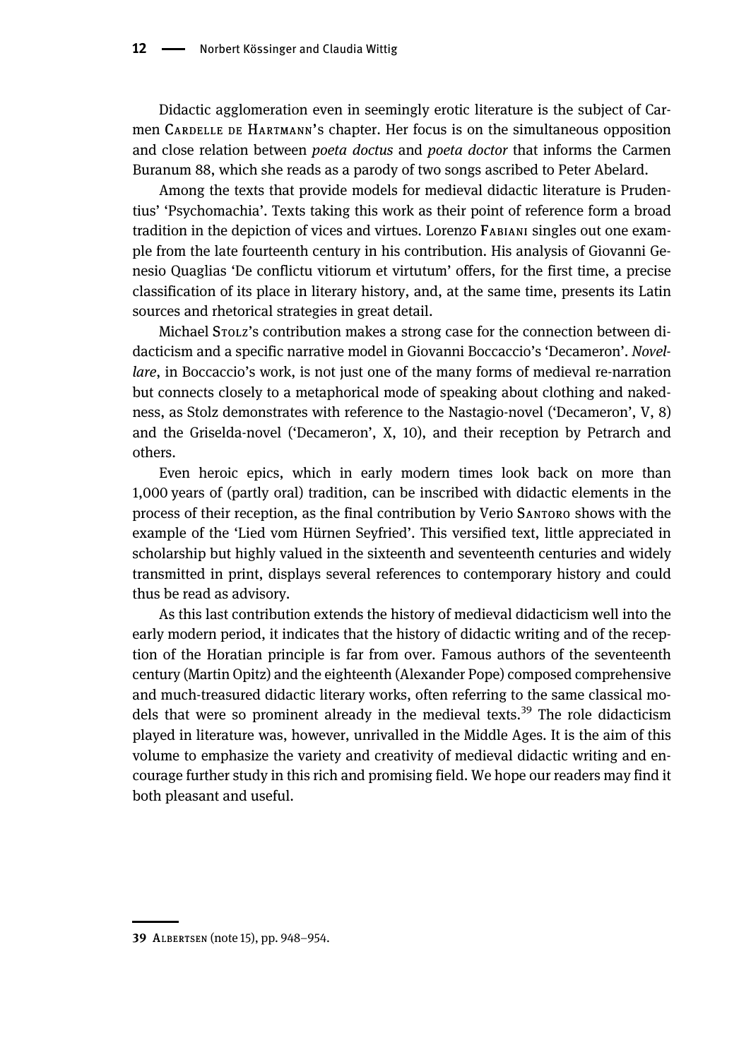Didactic agglomeration even in seemingly erotic literature is the subject of Carmen Cardelle de Hartmann's chapter. Her focus is on the simultaneous opposition and close relation between *poeta doctus* and *poeta doctor* that informs the Carmen Buranum 88, which she reads as a parody of two songs ascribed to Peter Abelard.

Among the texts that provide models for medieval didactic literature is Prudentius' 'Psychomachia'. Texts taking this work as their point of reference form a broad tradition in the depiction of vices and virtues. Lorenzo Fabiani singles out one example from the late fourteenth century in his contribution. His analysis of Giovanni Genesio Quaglias 'De conflictu vitiorum et virtutum' offers, for the first time, a precise classification of its place in literary history, and, at the same time, presents its Latin sources and rhetorical strategies in great detail.

Michael Stolz's contribution makes a strong case for the connection between didacticism and a specific narrative model in Giovanni Boccaccio's 'Decameron'. *Novellare*, in Boccaccio's work, is not just one of the many forms of medieval re-narration but connects closely to a metaphorical mode of speaking about clothing and nakedness, as Stolz demonstrates with reference to the Nastagio-novel ('Decameron', V, 8) and the Griselda-novel ('Decameron', X, 10), and their reception by Petrarch and others.

Even heroic epics, which in early modern times look back on more than 1,000 years of (partly oral) tradition, can be inscribed with didactic elements in the process of their reception, as the final contribution by Verio Santoro shows with the example of the 'Lied vom Hürnen Seyfried'. This versified text, little appreciated in scholarship but highly valued in the sixteenth and seventeenth centuries and widely transmitted in print, displays several references to contemporary history and could thus be read as advisory.

As this last contribution extends the history of medieval didacticism well into the early modern period, it indicates that the history of didactic writing and of the reception of the Horatian principle is far from over. Famous authors of the seventeenth century (Martin Opitz) and the eighteenth (Alexander Pope) composed comprehensive and much-treasured didactic literary works, often referring to the same classical models that were so prominent already in the medieval texts.[39] The role didacticism played in literature was, however, unrivalled in the Middle Ages. It is the aim of this volume to emphasize the variety and creativity of medieval didactic writing and encourage further study in this rich and promising field. We hope our readers may find it both pleasant and useful.

---

**39** Albertsen (note 15), pp. 948–954.